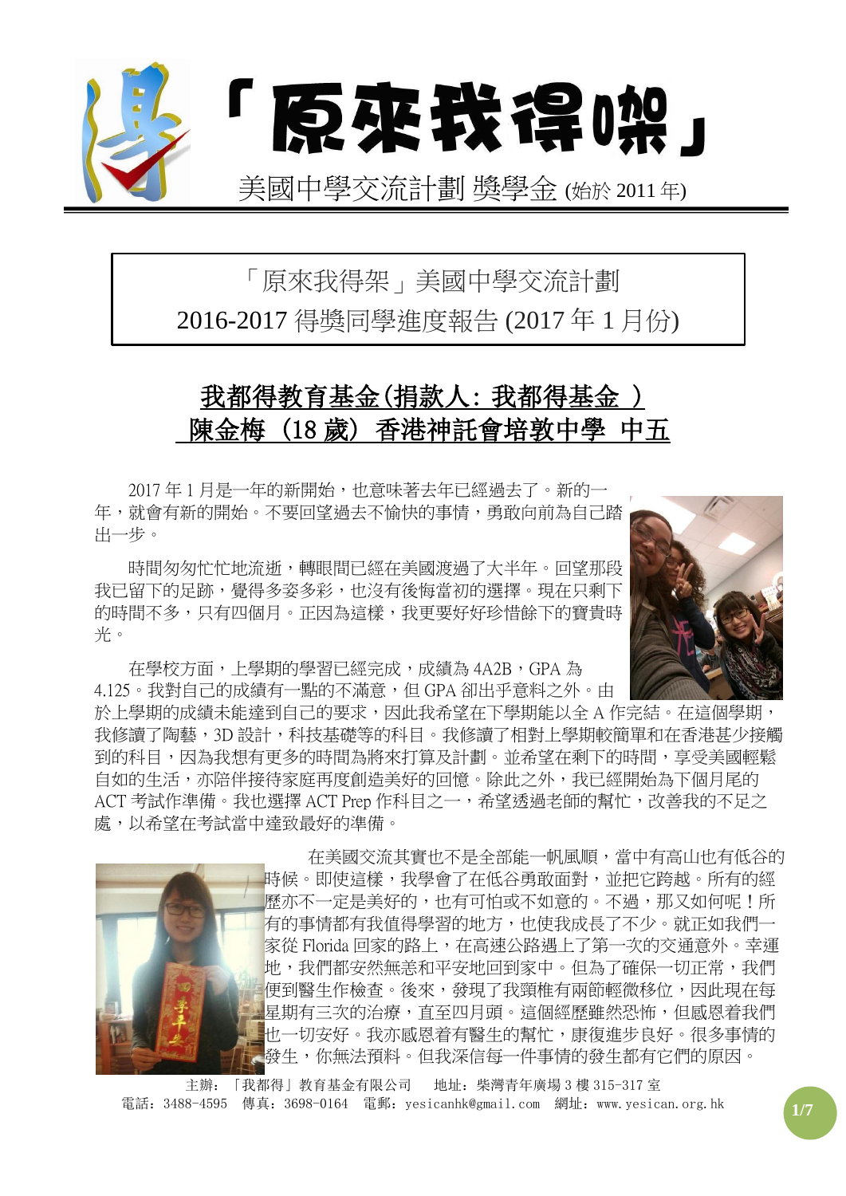# 「原來我得㗎」

美國中學交流計劃 獎學金 (始於 2011 年)

「原來我得架」美國中學交流計劃

2016-2017 得獎同學進度報告 (2017 年 1 月份)

## 我都得教育基金(捐款人: 我都得基金 )
## 陳金梅 (18 歲) 香港神託會培敦中學 中五

2017 年 1 月是一年的新開始，也意味著去年已經過去了。新的一年，就會有新的開始。不要回望過去不愉快的事情，勇敢向前為自己踏出一步。

時間匆匆忙忙地流逝，轉眼間已經在美國渡過了大半年。回望那段我已留下的足跡，覺得多姿多彩，也沒有後悔當初的選擇。現在只剩下的時間不多，只有四個月。正因為這樣，我更要好好珍惜餘下的寶貴時光。

在學校方面，上學期的學習已經完成，成績為 4A2B，GPA 為 4.125。我對自己的成績有一點的不滿意，但 GPA 卻出乎意料之外。由於上學期的成績未能達到自己的要求，因此我希望在下學期能以全 A 作完結。在這個學期，我修讀了陶藝，3D 設計，科技基礎等的科目。我修讀了相對上學期較簡單和在香港甚少接觸到的科目，因為我想有更多的時間為將來打算及計劃。並希望在剩下的時間，享受美國輕鬆自如的生活，亦陪伴接待家庭再度創造美好的回憶。除此之外，我已經開始為下個月尾的 ACT 考試作準備。我也選擇 ACT Prep 作科目之一，希望透過老師的幫忙，改善我的不足之處，以希望在考試當中達致最好的準備。

在美國交流其實也不是全部能一帆風順，當中有高山也有低谷的時候。即使這樣，我學會了在低谷勇敢面對，並把它跨越。所有的經歷亦不一定是美好的，也有可怕或不如意的。不過，那又如何呢！所有的事情都有我值得學習的地方，也使我成長了不少。就正如我們一家從 Florida 回家的路上，在高速公路遇上了第一次的交通意外。幸運地，我們都安然無恙和平安地回到家中。但為了確保一切正常，我們便到醫生作檢查。後來，發現了我頸椎有兩節輕微移位，因此現在每星期有三次的治療，直至四月頭。這個經歷雖然恐怖，但感恩着我們也一切安好。我亦感恩着有醫生的幫忙，康復進步良好。很多事情的發生，你無法預料。但我深信每一件事情的發生都有它們的原因。

主辦: 「我都得」教育基金有限公司 地址: 柴灣青年廣場 3 樓 315-317 室
電話: 3488-4595 傳真: 3698-0164 電郵: yesicanhk@gmail.com 網址: www.yesican.org.hk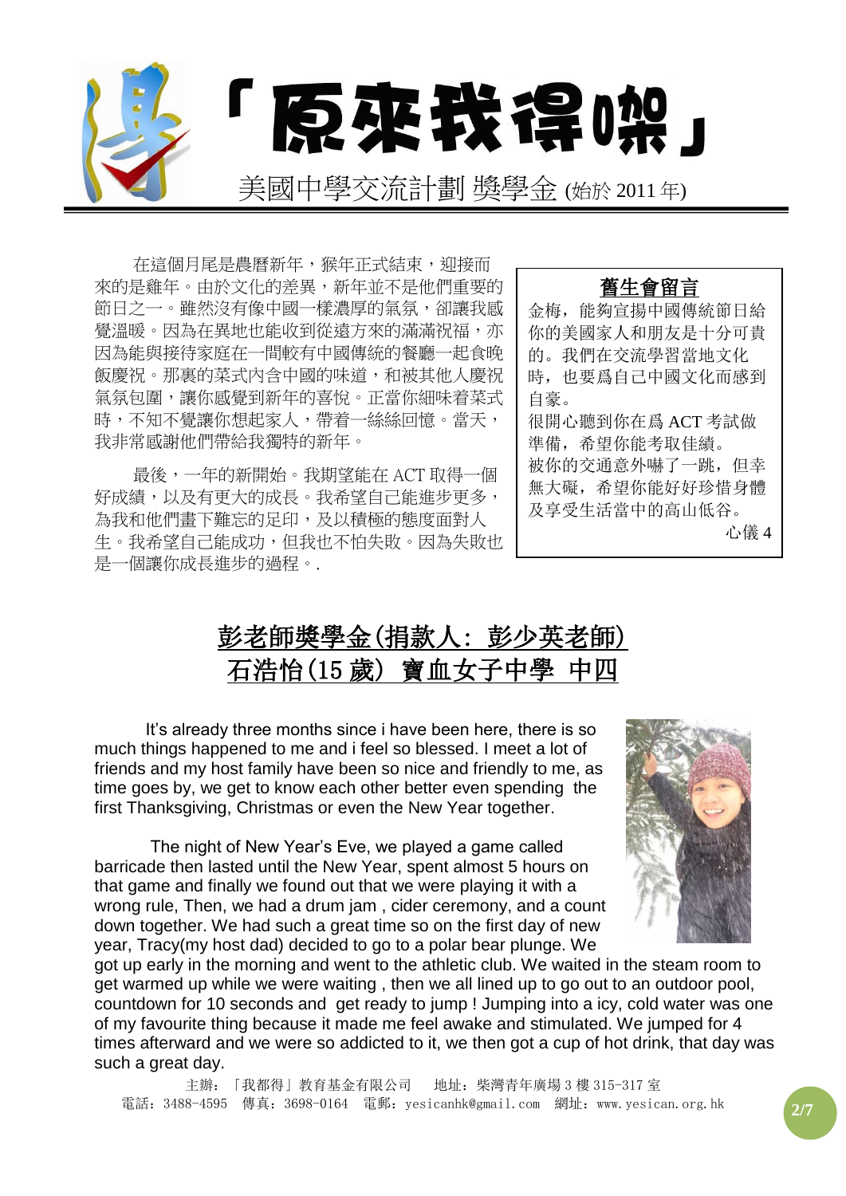# 「原來我得㗎」

美國中學交流計劃 獎學金 (始於 2011 年)

在這個月尾是農曆新年，猴年正式結束，迎接而來的是雞年。由於文化的差異，新年並不是他們重要的節日之一。雖然沒有像中國一樣濃厚的氣氛，卻讓我感覺溫暖。因為在異地也能收到從遠方來的滿滿祝福，亦因為能與接待家庭在一間較有中國傳統的餐廳一起食晚飯慶祝。那裏的菜式內含中國的味道，和被其他人慶祝氣氛包圍，讓你感覺到新年的喜悅。正當你細味着菜式時，不知不覺讓你想起家人，帶着一絲絲回憶。當天，我非常感謝他們帶給我獨特的新年。

最後，一年的新開始。我期望能在 ACT 取得一個好成績，以及有更大的成長。我希望自己能進步更多，為我和他們畫下難忘的足印，及以積極的態度面對人生。我希望自己能成功，但我也不怕失敗。因為失敗也是一個讓你成長進步的過程。.

**舊生會留言**

金梅，能夠宣揚中國傳統節日給你的美國家人和朋友是十分可貴的。我們在交流學習當地文化時，也要爲自己中國文化而感到自豪。
很開心聽到你在爲 ACT 考試做準備，希望你能考取佳績。
被你的交通意外嚇了一跳，但幸無大礙，希望你能好好珍惜身體及享受生活當中的高山低谷。

心儀 4

## 彭老師獎學金(捐款人：彭少英老師)
## 石浩怡(15 歲) 寶血女子中學 中四

It's already three months since i have been here, there is so much things happened to me and i feel so blessed. I meet a lot of friends and my host family have been so nice and friendly to me, as time goes by, we get to know each other better even spending the first Thanksgiving, Christmas or even the New Year together.

The night of New Year's Eve, we played a game called barricade then lasted until the New Year, spent almost 5 hours on that game and finally we found out that we were playing it with a wrong rule, Then, we had a drum jam , cider ceremony, and a count down together. We had such a great time so on the first day of new year, Tracy(my host dad) decided to go to a polar bear plunge. We got up early in the morning and went to the athletic club. We waited in the steam room to get warmed up while we were waiting , then we all lined up to go out to an outdoor pool, countdown for 10 seconds and get ready to jump ! Jumping into a icy, cold water was one of my favourite thing because it made me feel awake and stimulated. We jumped for 4 times afterward and we were so addicted to it, we then got a cup of hot drink, that day was such a great day.

主辦：「我都得」教育基金有限公司　地址：柴灣青年廣場 3 樓 315-317 室
電話：3488-4595　傳真：3698-0164　電郵：yesicanhk@gmail.com　網址：www.yesican.org.hk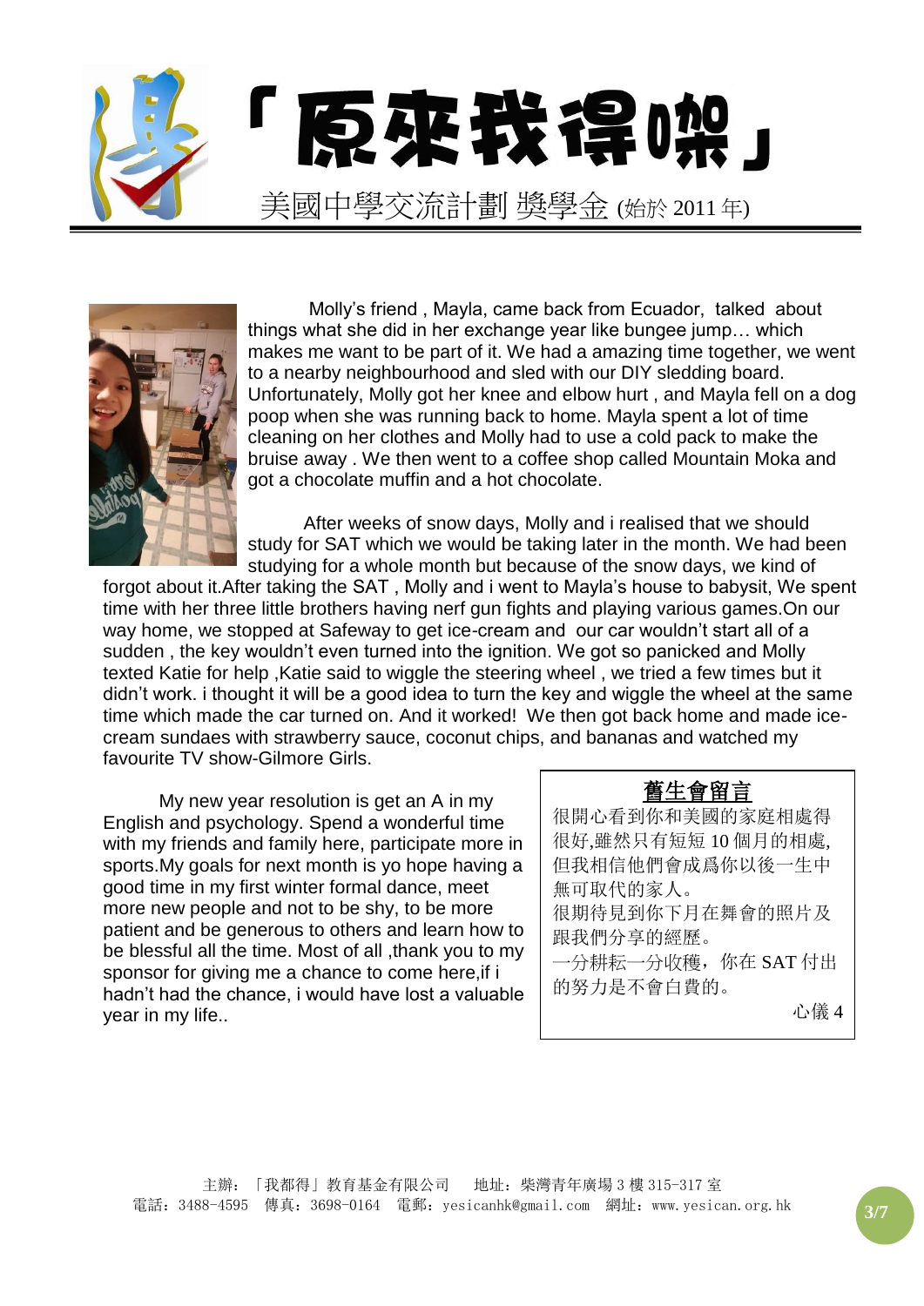# 「原來我得㗎」

美國中學交流計劃 獎學金 (始於 2011 年)

Molly’s friend , Mayla, came back from Ecuador, talked about things what she did in her exchange year like bungee jump… which makes me want to be part of it. We had a amazing time together, we went to a nearby neighbourhood and sled with our DIY sledding board. Unfortunately, Molly got her knee and elbow hurt , and Mayla fell on a dog poop when she was running back to home. Mayla spent a lot of time cleaning on her clothes and Molly had to use a cold pack to make the bruise away . We then went to a coffee shop called Mountain Moka and got a chocolate muffin and a hot chocolate.

After weeks of snow days, Molly and i realised that we should study for SAT which we would be taking later in the month. We had been studying for a whole month but because of the snow days, we kind of forgot about it.After taking the SAT , Molly and i went to Mayla’s house to babysit, We spent time with her three little brothers having nerf gun fights and playing various games.On our way home, we stopped at Safeway to get ice-cream and our car wouldn’t start all of a sudden , the key wouldn’t even turned into the ignition. We got so panicked and Molly texted Katie for help ,Katie said to wiggle the steering wheel , we tried a few times but it didn’t work. i thought it will be a good idea to turn the key and wiggle the wheel at the same time which made the car turned on. And it worked! We then got back home and made ice-cream sundaes with strawberry sauce, coconut chips, and bananas and watched my favourite TV show-Gilmore Girls.

My new year resolution is get an A in my English and psychology. Spend a wonderful time with my friends and family here, participate more in sports.My goals for next month is yo hope having a good time in my first winter formal dance, meet more new people and not to be shy, to be more patient and be generous to others and learn how to be blessful all the time. Most of all ,thank you to my sponsor for giving me a chance to come here,if i hadn’t had the chance, i would have lost a valuable year in my life..

**舊生會留言**

很開心看到你和美國的家庭相處得很好,雖然只有短短 10 個月的相處,但我相信他們會成爲你以後一生中無可取代的家人。

很期待見到你下月在舞會的照片及跟我們分享的經歷。

一分耕耘一分收穫，你在 SAT 付出的努力是不會白費的。

心儀 4

主辦：「我都得」教育基金有限公司　地址：柴灣青年廣場 3 樓 315-317 室
電話：3488-4595　傳真：3698-0164　電郵：yesicanhk@gmail.com　網址：www.yesican.org.hk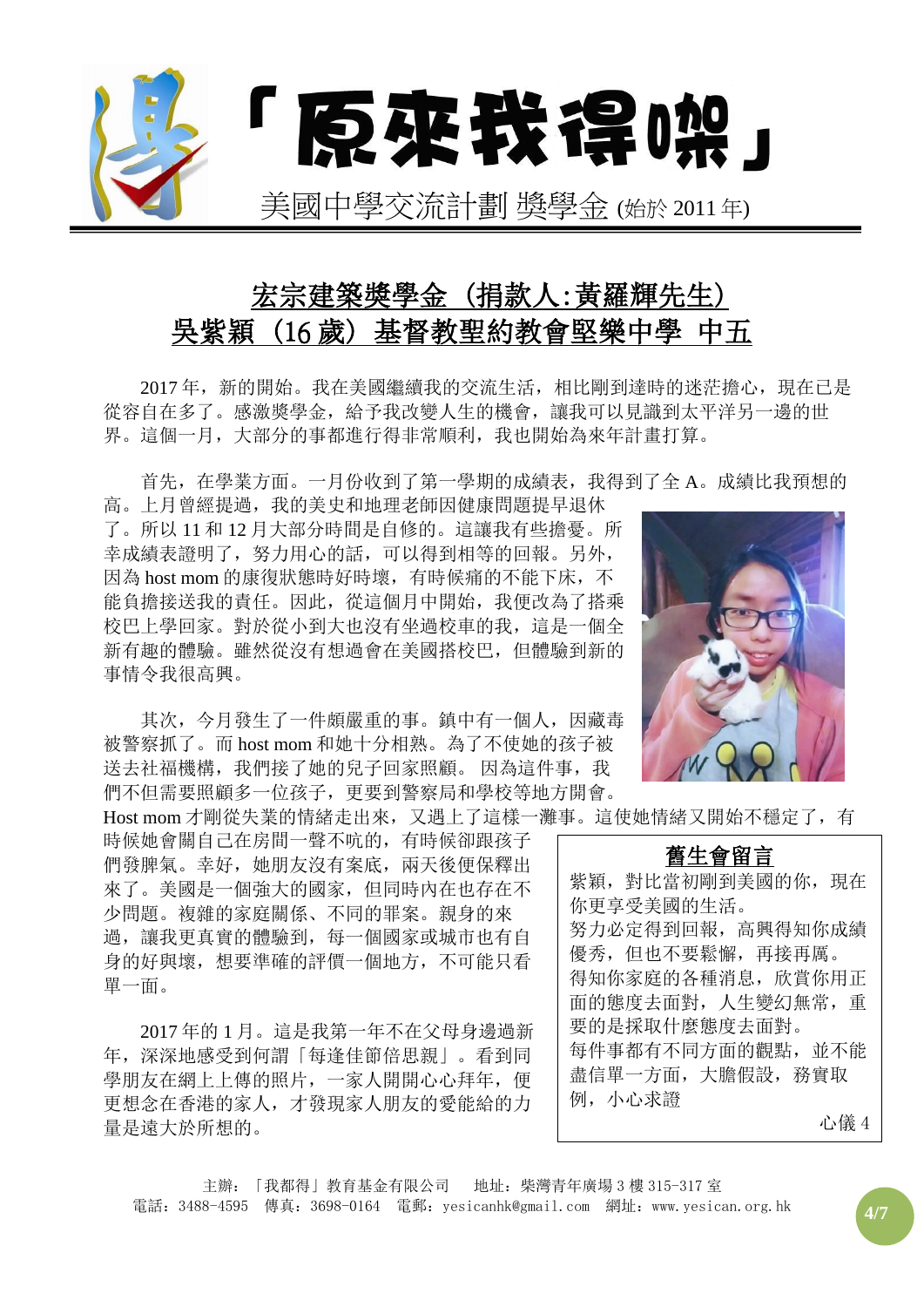# 「原來我得㗎」

美國中學交流計劃 獎學金 (始於 2011 年)

## 宏宗建築獎學金（捐款人:黃羅輝先生）
## 吳紫穎（16 歲）基督教聖約教會堅樂中學 中五

2017 年，新的開始。我在美國繼續我的交流生活，相比剛到達時的迷茫擔心，現在已是從容自在多了。感激獎學金，給予我改變人生的機會，讓我可以見識到太平洋另一邊的世界。這個一月，大部分的事都進行得非常順利，我也開始為來年計畫打算。

首先，在學業方面。一月份收到了第一學期的成績表，我得到了全 A。成績比我預想的高。上月曾經提過，我的美史和地理老師因健康問題提早退休了。所以 11 和 12 月大部分時間是自修的。這讓我有些擔憂。所幸成績表證明了，努力用心的話，可以得到相等的回報。另外，因為 host mom 的康復狀態時好時壞，有時候痛的不能下床，不能負擔接送我的責任。因此，從這個月中開始，我便改為了搭乘校巴上學回家。對於從小到大也沒有坐過校車的我，這是一個全新有趣的體驗。雖然從沒有想過會在美國搭校巴，但體驗到新的事情令我很高興。

其次，今月發生了一件頗嚴重的事。鎮中有一個人，因藏毒被警察抓了。而 host mom 和她十分相熟。為了不使她的孩子被送去社福機構，我們接了她的兒子回家照顧。因為這件事，我們不但需要照顧多一位孩子，更要到警察局和學校等地方開會。Host mom 才剛從失業的情緒走出來，又遇上了這樣一灘事。這使她情緒又開始不穩定了，有時候她會關自己在房間一聲不吭的，有時候卻跟孩子們發脾氣。幸好，她朋友沒有案底，兩天後便保釋出來了。美國是一個強大的國家，但同時內在也存在不少問題。複雜的家庭關係、不同的罪案。親身的來過，讓我更真實的體驗到，每一個國家或城市也有自身的好與壞，想要準確的評價一個地方，不可能只看單一面。

2017 年的 1 月。這是我第一年不在父母身邊過新年，深深地感受到何謂「每逢佳節倍思親」。看到同學朋友在網上上傳的照片，一家人開開心心拜年，便更想念在香港的家人，才發現家人朋友的愛能給的力量是遠大於所想的。

### 舊生會留言

紫穎，對比當初剛到美國的你，現在你更享受美國的生活。
努力必定得到回報，高興得知你成績優秀，但也不要鬆懈，再接再厲。
得知你家庭的各種消息，欣賞你用正面的態度去面對，人生變幻無常，重要的是採取什麼態度去面對。
每件事都有不同方面的觀點，並不能盡信單一方面，大膽假設，務實取例，小心求證

心儀 4

主辦：「我都得」教育基金有限公司　地址：柴灣青年廣場 3 樓 315-317 室
電話：3488-4595　傳真：3698-0164　電郵：yesicanhk@gmail.com　網址：www.yesican.org.hk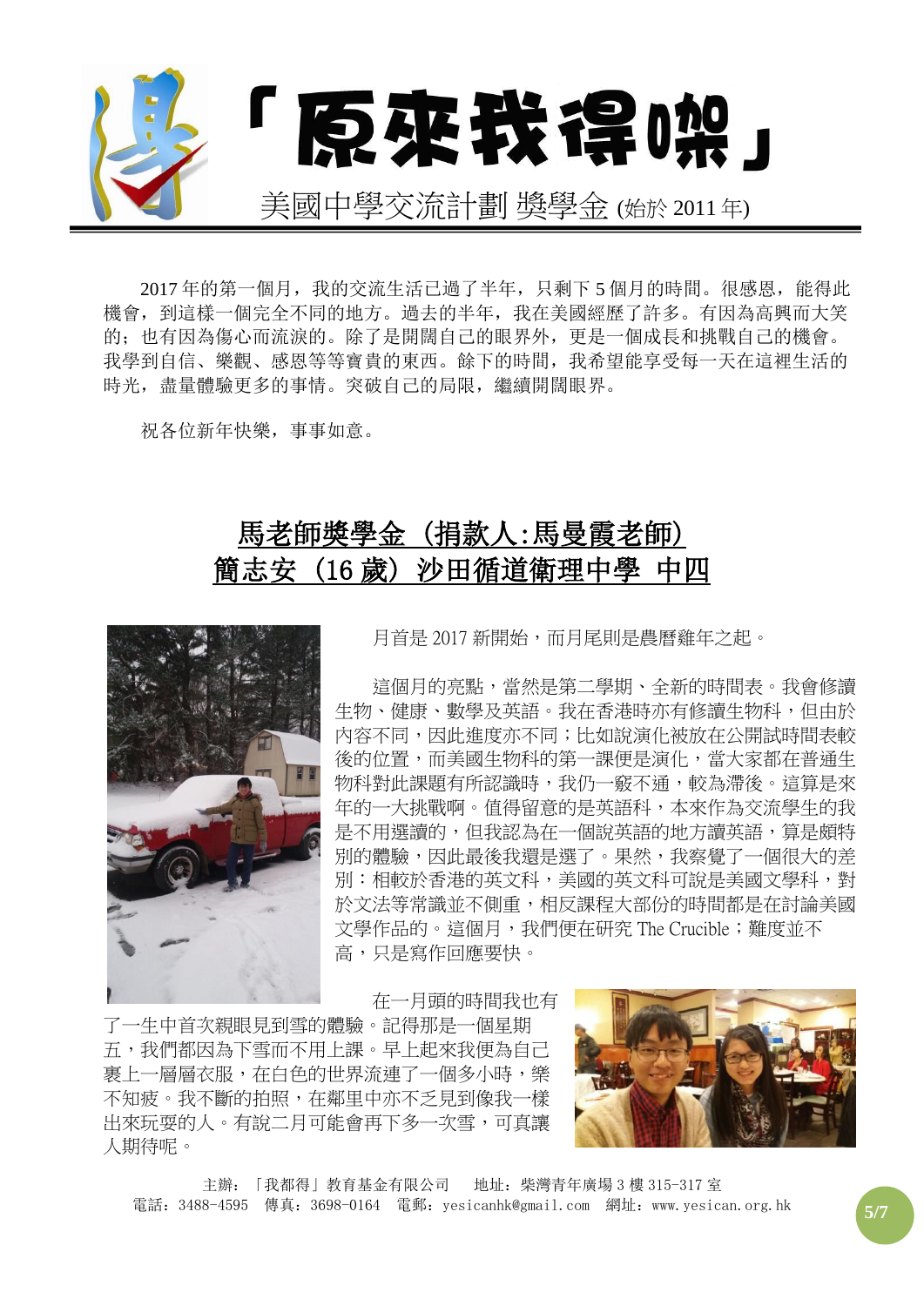# 「原來我得㗎」

美國中學交流計劃 獎學金 (始於 2011 年)

2017 年的第一個月，我的交流生活已過了半年，只剩下 5 個月的時間。很感恩，能得此機會，到這樣一個完全不同的地方。過去的半年，我在美國經歷了許多。有因為高興而大笑的；也有因為傷心而流淚的。除了是開闊自己的眼界外，更是一個成長和挑戰自己的機會。我學到自信、樂觀、感恩等等寶貴的東西。餘下的時間，我希望能享受每一天在這裡生活的時光，盡量體驗更多的事情。突破自己的局限，繼續開闊眼界。

祝各位新年快樂，事事如意。

## 馬老師獎學金（捐款人:馬曼霞老師）
## 簡志安（16 歲）沙田循道衛理中學 中四

月首是 2017 新開始，而月尾則是農曆雞年之起。

這個月的亮點，當然是第二學期、全新的時間表。我會修讀生物、健康、數學及英語。我在香港時亦有修讀生物科，但由於內容不同，因此進度亦不同；比如說演化被放在公開試時間表較後的位置，而美國生物科的第一課便是演化，當大家都在普通生物科對此課題有所認識時，我仍一竅不通，較為滯後。這算是來年的一大挑戰啊。值得留意的是英語科，本來作為交流學生的我是不用選讀的，但我認為在一個說英語的地方讀英語，算是頗特別的體驗，因此最後我還是選了。果然，我察覺了一個很大的差別：相較於香港的英文科，美國的英文科可說是美國文學科，對於文法等常識並不側重，相反課程大部份的時間都是在討論美國文學作品的。這個月，我們便在研究 The Crucible；難度並不高，只是寫作回應要快。

在一月頭的時間我也有了一生中首次親眼見到雪的體驗。記得那是一個星期五，我們都因為下雪而不用上課。早上起來我便為自己裹上一層層衣服，在白色的世界流連了一個多小時，樂不知疲。我不斷的拍照，在鄰里中亦不乏見到像我一樣出來玩耍的人。有說二月可能會再下多一次雪，可真讓人期待呢。

主辦：「我都得」教育基金有限公司　地址：柴灣青年廣場 3 樓 315-317 室
電話：3488-4595　傳真：3698-0164　電郵：yesicanhk@gmail.com　網址：www.yesican.org.hk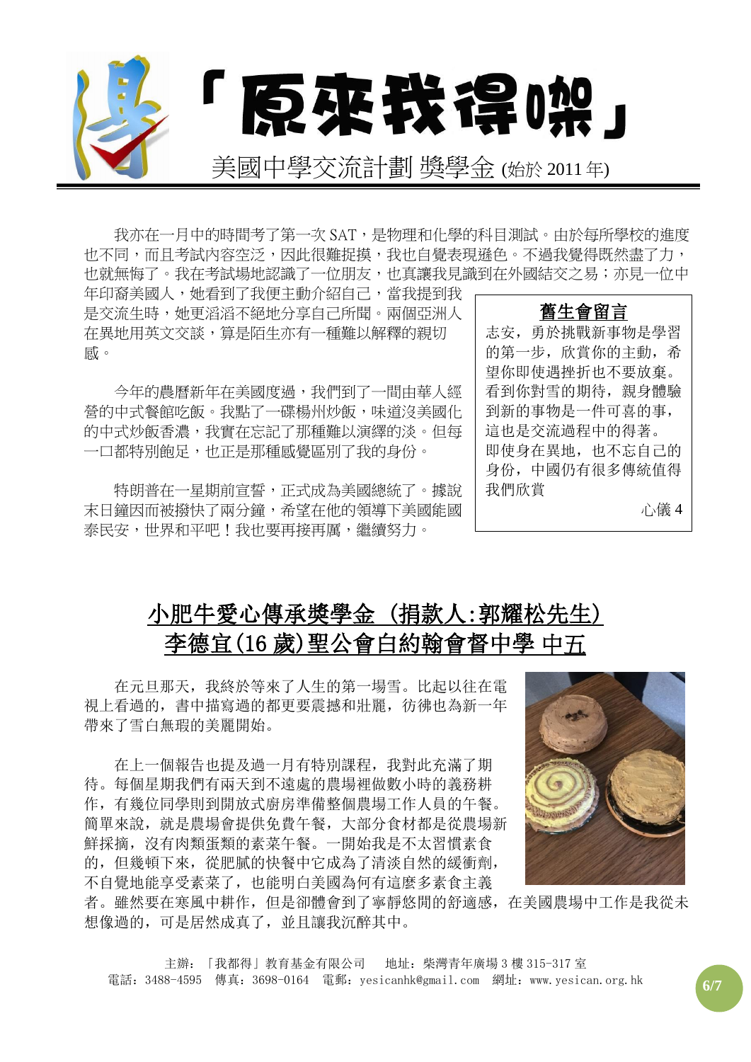# 「原來我得㗎」

美國中學交流計劃 獎學金 (始於 2011 年)

我亦在一月中的時間考了第一次 SAT，是物理和化學的科目測試。由於每所學校的進度也不同，而且考試內容空泛，因此很難捉摸，我也自覺表現遜色。不過我覺得既然盡了力，也就無悔了。我在考試場地認識了一位朋友，也真讓我見識到在外國結交之易；亦見一位中年印裔美國人，她看到了我便主動介紹自己，當我提到我是交流生時，她更滔滔不絕地分享自己所聞。兩個亞洲人在異地用英文交談，算是陌生亦有一種難以解釋的親切感。

今年的農曆新年在美國度過，我們到了一間由華人經營的中式餐館吃飯。我點了一碟楊州炒飯，味道沒美國化的中式炒飯香濃，我實在忘記了那種難以演繹的淡。但每一口都特別飽足，也正是那種感覺區別了我的身份。

特朗普在一星期前宣誓，正式成為美國總統了。據說末日鐘因而被撥快了兩分鐘，希望在他的領導下美國能國泰民安，世界和平吧！我也要再接再厲，繼續努力。

> **舊生會留言**
>
> 志安，勇於挑戰新事物是學習的第一步，欣賞你的主動，希望你即使遇挫折也不要放棄。看到你對雪的期待，親身體驗到新的事物是一件可喜的事，這也是交流過程中的得著。即使身在異地，也不忘自己的身份，中國仍有很多傳統值得我們欣賞
>
> 心儀 4

## 小肥牛愛心傳承獎學金 (捐款人:郭耀松先生)
## 李德宜(16 歲)聖公會白約翰會督中學 中五

在元旦那天，我終於等來了人生的第一場雪。比起以往在電視上看過的，書中描寫過的都更要震撼和壯麗，彷彿也為新一年帶來了雪白無瑕的美麗開始。

在上一個報告也提及過一月有特別課程，我對此充滿了期待。每個星期我們有兩天到不遠處的農場裡做數小時的義務耕作，有幾位同學則到開放式廚房準備整個農場工作人員的午餐。簡單來說，就是農場會提供免費午餐，大部分食材都是從農場新鮮採摘，沒有肉類蛋類的素菜午餐。一開始我是不太習慣素食的，但幾頓下來，從肥膩的快餐中它成為了清淡自然的緩衝劑，不自覺地能享受素菜了，也能明白美國為何有這麼多素食主義者。雖然要在寒風中耕作，但是卻體會到了寧靜悠閒的舒適感，在美國農場中工作是我從未想像過的，可是居然成真了，並且讓我沉醉其中。

主辦：「我都得」教育基金有限公司　地址：柴灣青年廣場 3 樓 315-317 室
電話：3488-4595　傳真：3698-0164　電郵：yesicanhk@gmail.com　網址：www.yesican.org.hk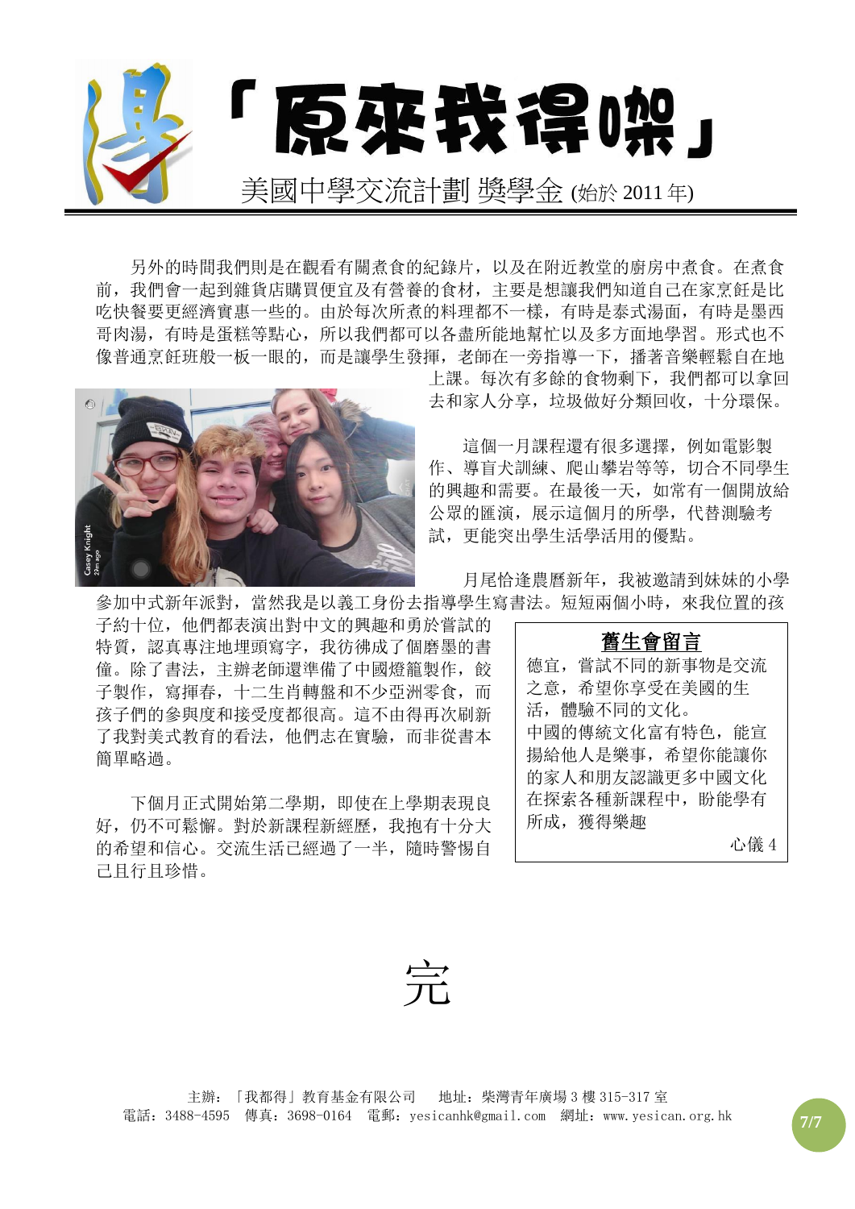# 「原來我得㗎」

美國中學交流計劃 獎學金 (始於 2011 年)

另外的時間我們則是在觀看有關煮食的紀錄片，以及在附近教堂的廚房中煮食。在煮食前，我們會一起到雜貨店購買便宜及有營養的食材，主要是想讓我們知道自己在家烹飪是比吃快餐要更經濟實惠一些的。由於每次所煮的料理都不一樣，有時是泰式湯麵，有時是墨西哥肉湯，有時是蛋糕等點心，所以我們都可以各盡所能地幫忙以及多方面地學習。形式也不像普通烹飪班般一板一眼的，而是讓學生發揮，老師在一旁指導一下，播著音樂輕鬆自在地上課。每次有多餘的食物剩下，我們都可以拿回去和家人分享，垃圾做好分類回收，十分環保。

這個一月課程還有很多選擇，例如電影製作、導盲犬訓練、爬山攀岩等等，切合不同學生的興趣和需要。在最後一天，如常有一個開放給公眾的匯演，展示這個月的所學，代替測驗考試，更能突出學生活學活用的優點。

月尾恰逢農曆新年，我被邀請到妹妹的小學參加中式新年派對，當然我是以義工身份去指導學生寫書法。短短兩個小時，來我位置的孩子約十位，他們都表演出對中文的興趣和勇於嘗試的特質，認真專注地埋頭寫字，我彷彿成了個磨墨的書僮。除了書法，主辦老師還準備了中國燈籠製作，餃子製作，寫揮春，十二生肖轉盤和不少亞洲零食，而孩子們的參與度和接受度都很高。這不由得再次刷新了我對美式教育的看法，他們志在實驗，而非從書本簡單略過。

下個月正式開始第二學期，即使在上學期表現良好，仍不可鬆懈。對於新課程新經歷，我抱有十分大的希望和信心。交流生活已經過了一半，隨時警惕自己且行且珍惜。

**舊生會留言**

德宜，嘗試不同的新事物是交流之意，希望你享受在美國的生活，體驗不同的文化。
中國的傳統文化富有特色，能宣揚給他人是樂事，希望你能讓你的家人和朋友認識更多中國文化
在探索各種新課程中，盼能學有所成，獲得樂趣

心儀 4

完

主辦：「我都得」教育基金有限公司　　地址：柴灣青年廣場 3 樓 315-317 室
電話：3488-4595　傳真：3698-0164　電郵：yesicanhk@gmail.com　網址：www.yesican.org.hk